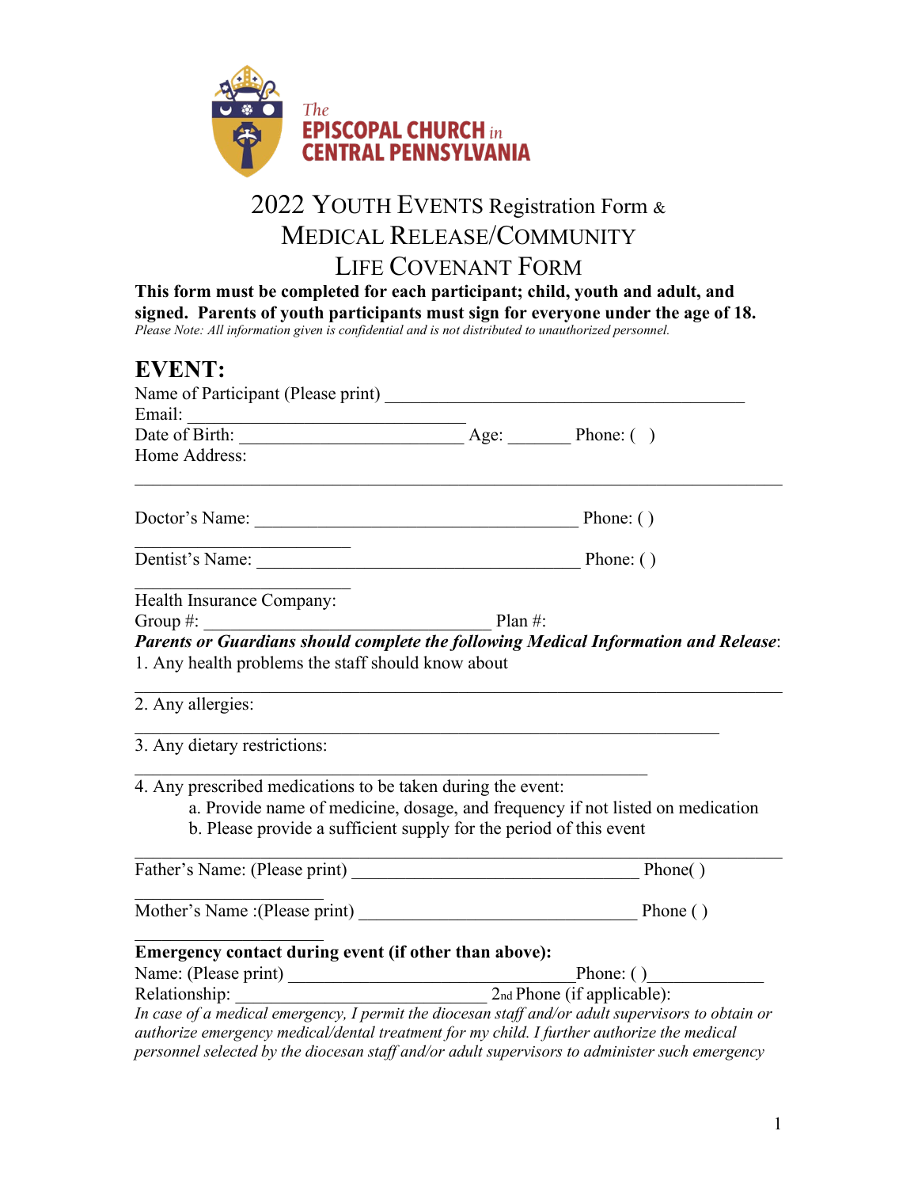The EPISCOPAL CHURCH in CENTRAL PENNSYLVANIA

# 2022 YOUTH EVENTS Registration Form & MEDICAL RELEASE/COMMUNITY LIFE COVENANT FORM

**This form must be completed for each participant; child, youth and adult, and signed. Parents of youth participants must sign for everyone under the age of 18.**

*Please Note: All information given is confidential and is not distributed to unauthorized personnel.*

## EVENT:

Name of Participant (Please print) ________________________________________

Email: ______________________________

Date of Birth: ________________________ Age: _______ Phone: ( )

Home Address:

______________________________________________________________________

Doctor's Name: ___________________________________ Phone: ( ) ______________________

Dentist's Name: ___________________________________ Phone: ( ) ______________________

Health Insurance Company:

Group #: ______________________________ Plan #:

***Parents or Guardians should complete the following Medical Information and Release***:

1. Any health problems the staff should know about

______________________________________________________________________

2. Any allergies:

______________________________________________________________

3. Any dietary restrictions:

_______________________________________________________

4. Any prescribed medications to be taken during the event:
   a. Provide name of medicine, dosage, and frequency if not listed on medication
   b. Please provide a sufficient supply for the period of this event

______________________________________________________________________

Father's Name: (Please print) ______________________________ Phone( ) ____________________

Mother's Name :(Please print) ______________________________ Phone ( ) ____________________

**Emergency contact during event (if other than above):**

Name: (Please print) ______________________________Phone: ( )____________

Relationship: ___________________________ 2nd Phone (if applicable):

*In case of a medical emergency, I permit the diocesan staff and/or adult supervisors to obtain or authorize emergency medical/dental treatment for my child. I further authorize the medical personnel selected by the diocesan staff and/or adult supervisors to administer such emergency*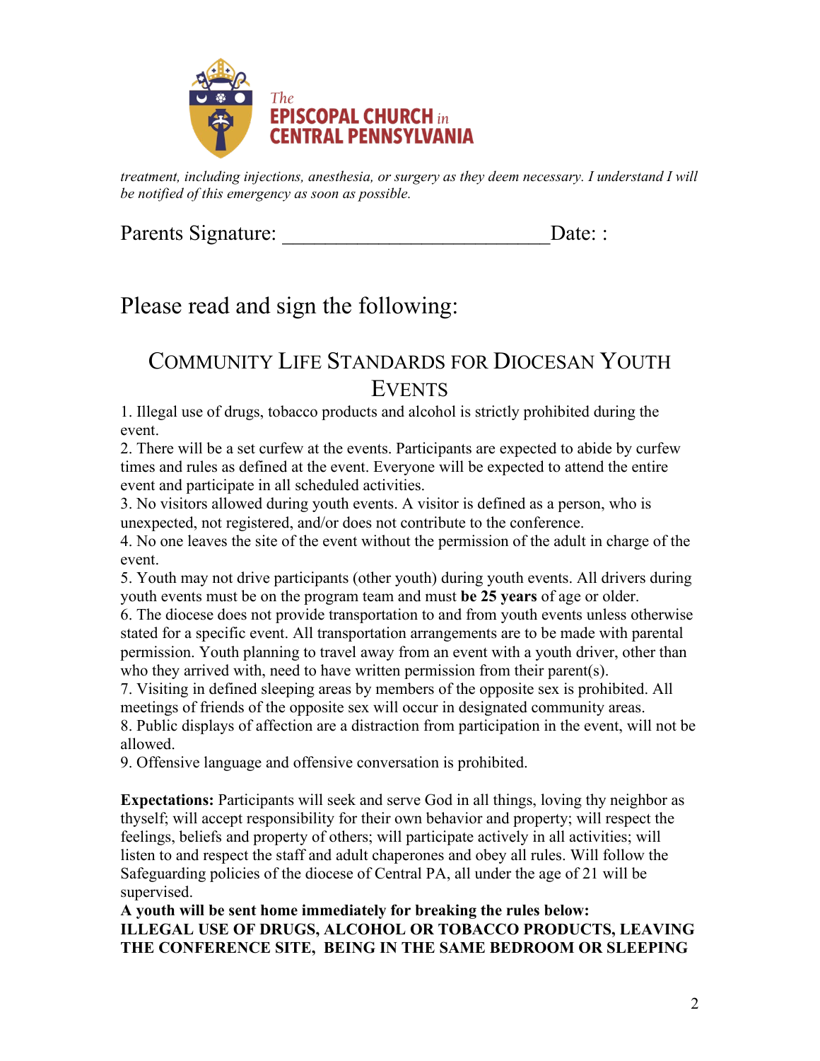*treatment, including injections, anesthesia, or surgery as they deem necessary. I understand I will be notified of this emergency as soon as possible.*

Parents Signature: ________________________Date: :

## Please read and sign the following:

## Community Life Standards for Diocesan Youth Events

1. Illegal use of drugs, tobacco products and alcohol is strictly prohibited during the event.
2. There will be a set curfew at the events. Participants are expected to abide by curfew times and rules as defined at the event. Everyone will be expected to attend the entire event and participate in all scheduled activities.
3. No visitors allowed during youth events. A visitor is defined as a person, who is unexpected, not registered, and/or does not contribute to the conference.
4. No one leaves the site of the event without the permission of the adult in charge of the event.
5. Youth may not drive participants (other youth) during youth events. All drivers during youth events must be on the program team and must **be 25 years** of age or older.
6. The diocese does not provide transportation to and from youth events unless otherwise stated for a specific event. All transportation arrangements are to be made with parental permission. Youth planning to travel away from an event with a youth driver, other than who they arrived with, need to have written permission from their parent(s).
7. Visiting in defined sleeping areas by members of the opposite sex is prohibited. All meetings of friends of the opposite sex will occur in designated community areas.
8. Public displays of affection are a distraction from participation in the event, will not be allowed.
9. Offensive language and offensive conversation is prohibited.

**Expectations:** Participants will seek and serve God in all things, loving thy neighbor as thyself; will accept responsibility for their own behavior and property; will respect the feelings, beliefs and property of others; will participate actively in all activities; will listen to and respect the staff and adult chaperones and obey all rules. Will follow the Safeguarding policies of the diocese of Central PA, all under the age of 21 will be supervised.

**A youth will be sent home immediately for breaking the rules below:**
**ILLEGAL USE OF DRUGS, ALCOHOL OR TOBACCO PRODUCTS, LEAVING THE CONFERENCE SITE, BEING IN THE SAME BEDROOM OR SLEEPING**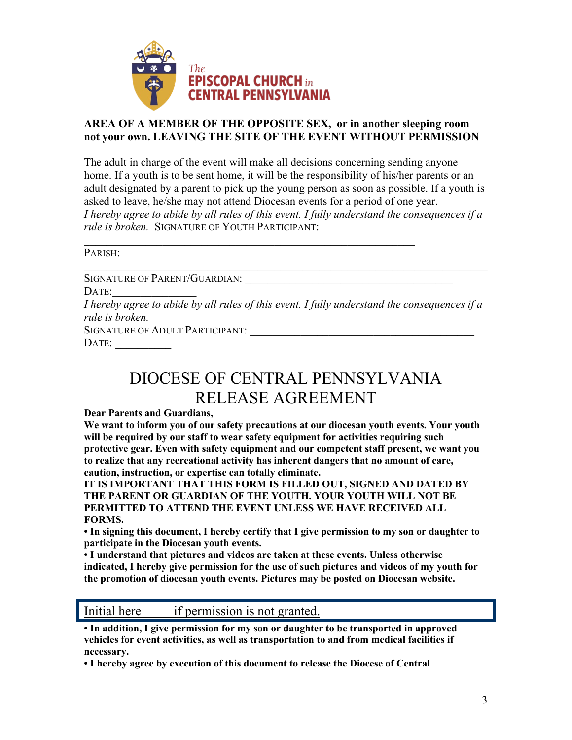**AREA OF A MEMBER OF THE OPPOSITE SEX, or in another sleeping room not your own. LEAVING THE SITE OF THE EVENT WITHOUT PERMISSION**

The adult in charge of the event will make all decisions concerning sending anyone home. If a youth is to be sent home, it will be the responsibility of his/her parents or an adult designated by a parent to pick up the young person as soon as possible. If a youth is asked to leave, he/she may not attend Diocesan events for a period of one year.
*I hereby agree to abide by all rules of this event. I fully understand the consequences if a rule is broken.* SIGNATURE OF YOUTH PARTICIPANT:

_______________________________________________________________

PARISH:
___________________________________________________________________________

SIGNATURE OF PARENT/GUARDIAN: _______________________________________

DATE:________________

*I hereby agree to abide by all rules of this event. I fully understand the consequences if a rule is broken.*

SIGNATURE OF ADULT PARTICIPANT: __________________________________________

DATE: __________

# DIOCESE OF CENTRAL PENNSYLVANIA RELEASE AGREEMENT

**Dear Parents and Guardians,**

**We want to inform you of our safety precautions at our diocesan youth events. Your youth will be required by our staff to wear safety equipment for activities requiring such protective gear. Even with safety equipment and our competent staff present, we want you to realize that any recreational activity has inherent dangers that no amount of care, caution, instruction, or expertise can totally eliminate.**

**IT IS IMPORTANT THAT THIS FORM IS FILLED OUT, SIGNED AND DATED BY THE PARENT OR GUARDIAN OF THE YOUTH. YOUR YOUTH WILL NOT BE PERMITTED TO ATTEND THE EVENT UNLESS WE HAVE RECEIVED ALL FORMS.**

**• In signing this document, I hereby certify that I give permission to my son or daughter to participate in the Diocesan youth events.**

**• I understand that pictures and videos are taken at these events. Unless otherwise indicated, I hereby give permission for the use of such pictures and videos of my youth for the promotion of diocesan youth events. Pictures may be posted on Diocesan website.**

Initial here_____ if permission is not granted.

**• In addition, I give permission for my son or daughter to be transported in approved vehicles for event activities, as well as transportation to and from medical facilities if necessary.**

**• I hereby agree by execution of this document to release the Diocese of Central**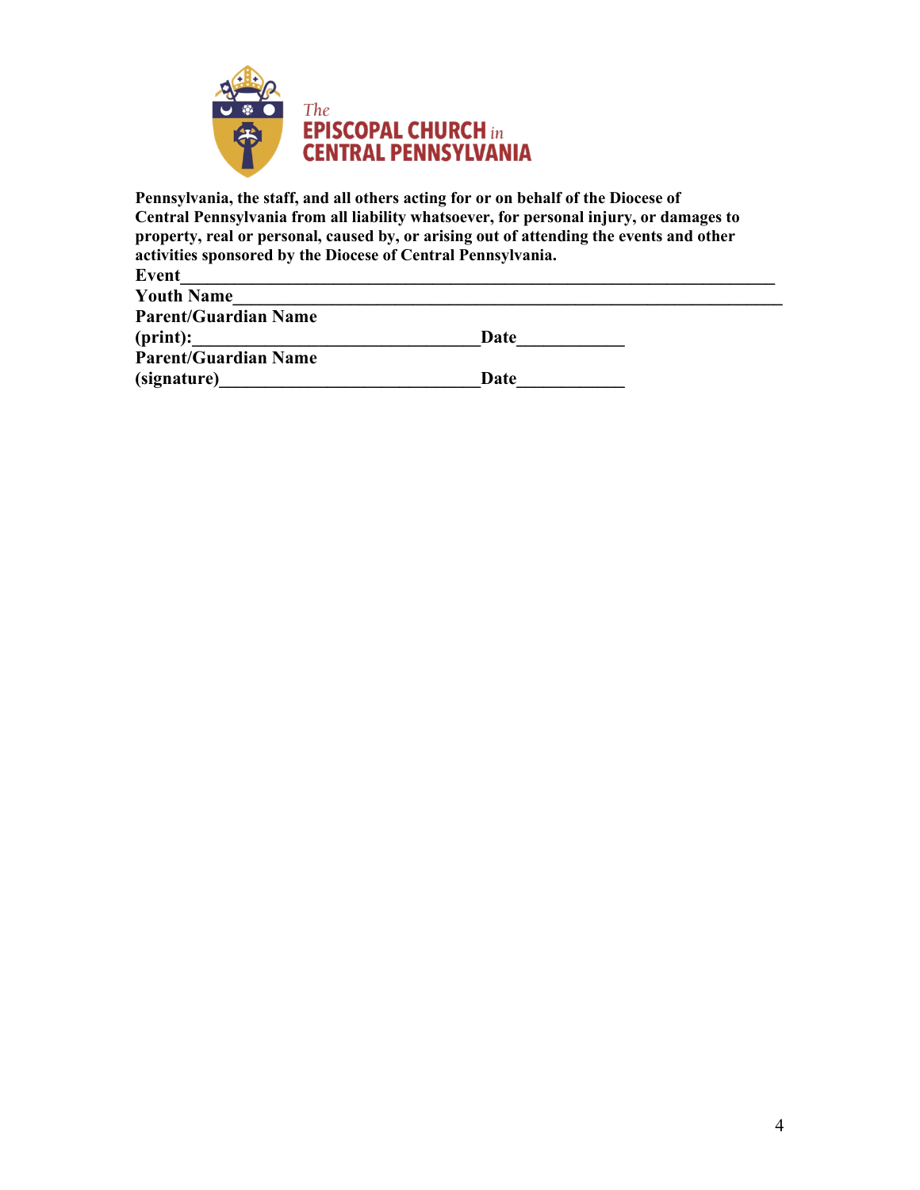**Pennsylvania, the staff, and all others acting for or on behalf of the Diocese of Central Pennsylvania from all liability whatsoever, for personal injury, or damages to property, real or personal, caused by, or arising out of attending the events and other activities sponsored by the Diocese of Central Pennsylvania.**

**Event**______________________________________________________________________

**Youth Name**_________________________________________________________________

**Parent/Guardian Name (print):**________________________________ **Date**___________

**Parent/Guardian Name (signature)**____________________________ **Date**___________